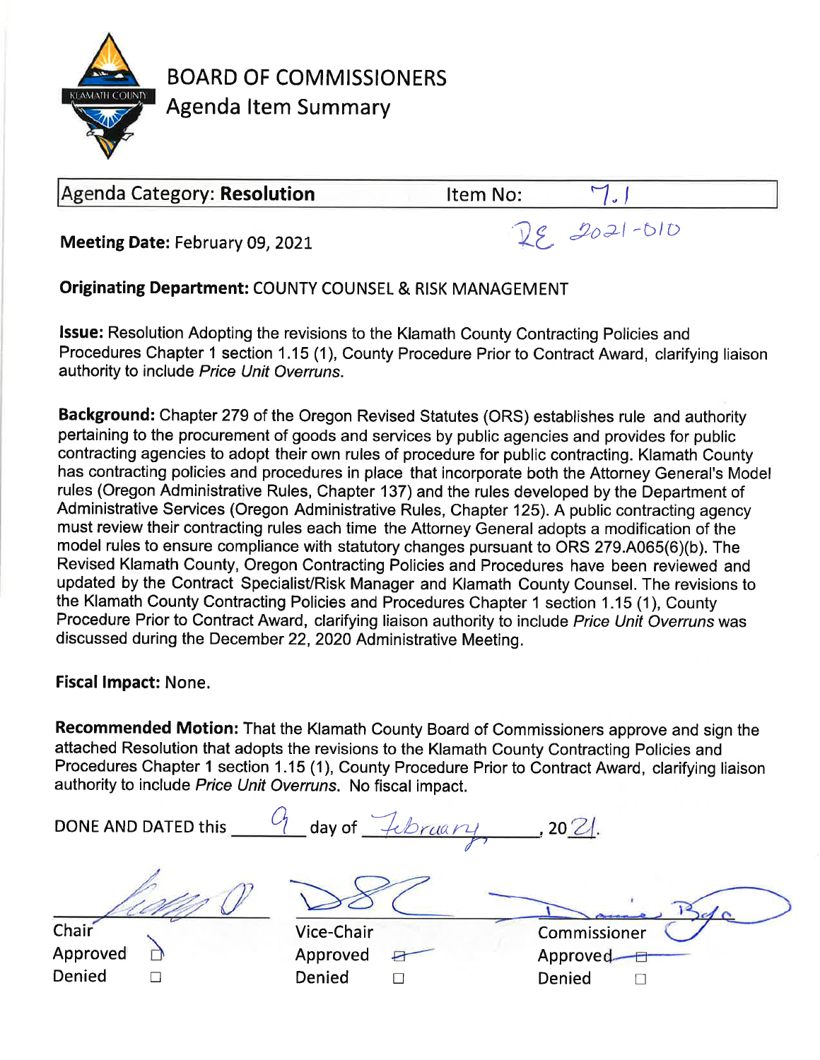# BOARD OF COMMISSIONERS
## Agenda Item Summary

| Agenda Category: **Resolution** | Item No: 7.1 |
|---|---|

**Meeting Date:** February 09, 2021

RE 2021-010

**Originating Department:** COUNTY COUNSEL & RISK MANAGEMENT

**Issue:** Resolution Adopting the revisions to the Klamath County Contracting Policies and Procedures Chapter 1 section 1.15 (1), County Procedure Prior to Contract Award, clarifying liaison authority to include *Price Unit Overruns*.

**Background:** Chapter 279 of the Oregon Revised Statutes (ORS) establishes rule and authority pertaining to the procurement of goods and services by public agencies and provides for public contracting agencies to adopt their own rules of procedure for public contracting. Klamath County has contracting policies and procedures in place that incorporate both the Attorney General's Model rules (Oregon Administrative Rules, Chapter 137) and the rules developed by the Department of Administrative Services (Oregon Administrative Rules, Chapter 125). A public contracting agency must review their contracting rules each time the Attorney General adopts a modification of the model rules to ensure compliance with statutory changes pursuant to ORS 279.A065(6)(b). The Revised Klamath County, Oregon Contracting Policies and Procedures have been reviewed and updated by the Contract Specialist/Risk Manager and Klamath County Counsel. The revisions to the Klamath County Contracting Policies and Procedures Chapter 1 section 1.15 (1), County Procedure Prior to Contract Award, clarifying liaison authority to include *Price Unit Overruns* was discussed during the December 22, 2020 Administrative Meeting.

**Fiscal Impact:** None.

**Recommended Motion:** That the Klamath County Board of Commissioners approve and sign the attached Resolution that adopts the revisions to the Klamath County Contracting Policies and Procedures Chapter 1 section 1.15 (1), County Procedure Prior to Contract Award, clarifying liaison authority to include *Price Unit Overruns*. No fiscal impact.

DONE AND DATED this 9 day of February, 2021.

| Chair | Vice-Chair | Commissioner |
|---|---|---|
| Approved ☑ | Approved ☑ | Approved ☑ |
| Denied ☐ | Denied ☐ | Denied ☐ |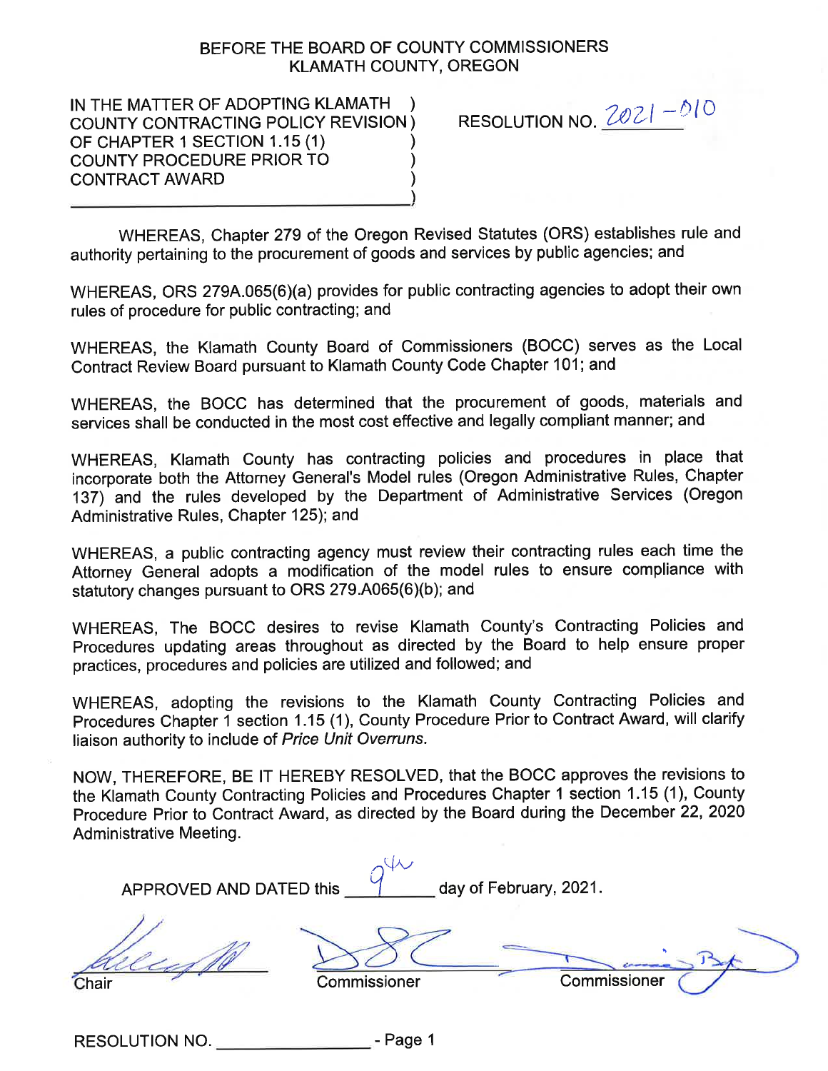BEFORE THE BOARD OF COUNTY COMMISSIONERS
KLAMATH COUNTY, OREGON

IN THE MATTER OF ADOPTING KLAMATH COUNTY CONTRACTING POLICY REVISION OF CHAPTER 1 SECTION 1.15 (1) COUNTY PROCEDURE PRIOR TO CONTRACT AWARD

RESOLUTION NO. 2021-010

WHEREAS, Chapter 279 of the Oregon Revised Statutes (ORS) establishes rule and authority pertaining to the procurement of goods and services by public agencies; and

WHEREAS, ORS 279A.065(6)(a) provides for public contracting agencies to adopt their own rules of procedure for public contracting; and

WHEREAS, the Klamath County Board of Commissioners (BOCC) serves as the Local Contract Review Board pursuant to Klamath County Code Chapter 101; and

WHEREAS, the BOCC has determined that the procurement of goods, materials and services shall be conducted in the most cost effective and legally compliant manner; and

WHEREAS, Klamath County has contracting policies and procedures in place that incorporate both the Attorney General's Model rules (Oregon Administrative Rules, Chapter 137) and the rules developed by the Department of Administrative Services (Oregon Administrative Rules, Chapter 125); and

WHEREAS, a public contracting agency must review their contracting rules each time the Attorney General adopts a modification of the model rules to ensure compliance with statutory changes pursuant to ORS 279.A065(6)(b); and

WHEREAS, The BOCC desires to revise Klamath County's Contracting Policies and Procedures updating areas throughout as directed by the Board to help ensure proper practices, procedures and policies are utilized and followed; and

WHEREAS, adopting the revisions to the Klamath County Contracting Policies and Procedures Chapter 1 section 1.15 (1), County Procedure Prior to Contract Award, will clarify liaison authority to include of *Price Unit Overruns*.

NOW, THEREFORE, BE IT HEREBY RESOLVED, that the BOCC approves the revisions to the Klamath County Contracting Policies and Procedures Chapter 1 section 1.15 (1), County Procedure Prior to Contract Award, as directed by the Board during the December 22, 2020 Administrative Meeting.

APPROVED AND DATED this 9th day of February, 2021.

Chair Commissioner Commissioner

RESOLUTION NO. ________________ - Page 1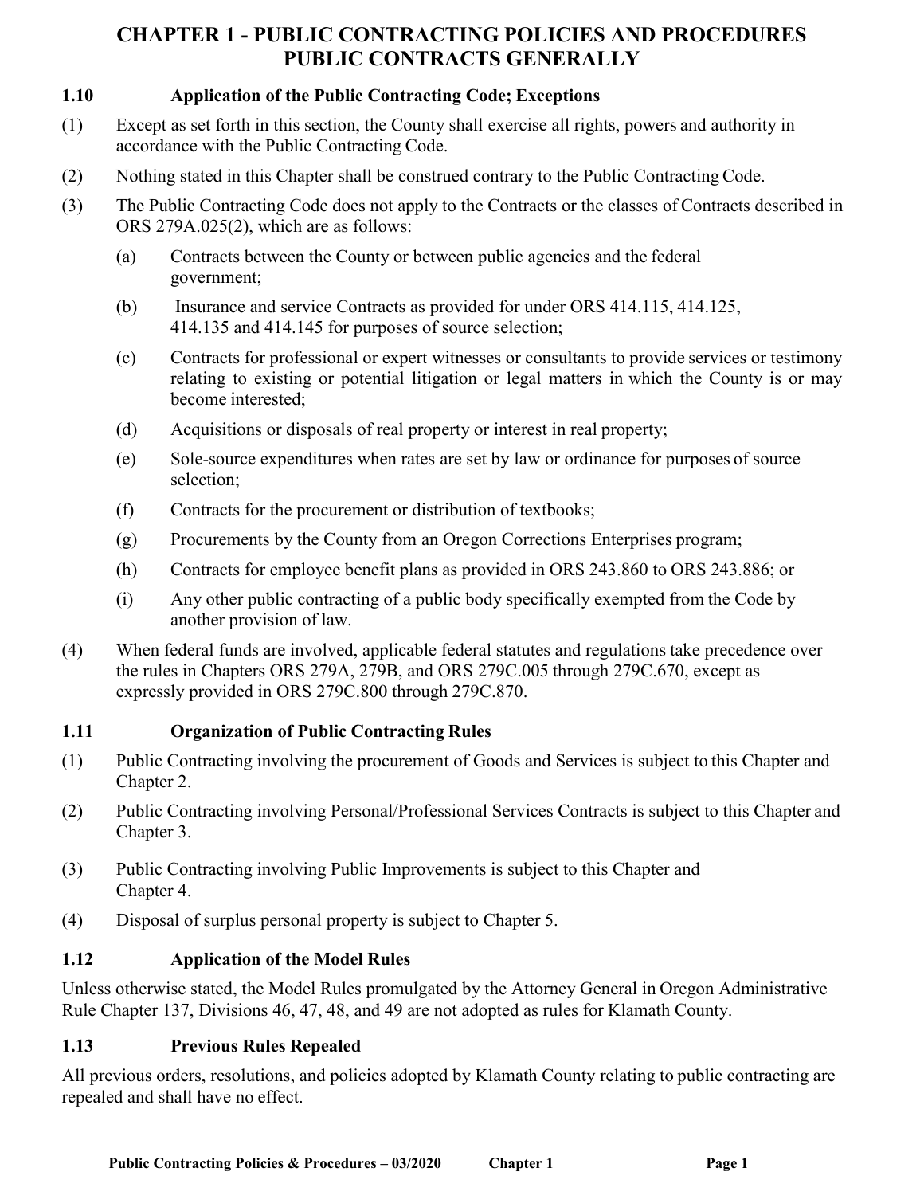# CHAPTER 1 - PUBLIC CONTRACTING POLICIES AND PROCEDURES PUBLIC CONTRACTS GENERALLY

## 1.10 Application of the Public Contracting Code; Exceptions

(1) Except as set forth in this section, the County shall exercise all rights, powers and authority in accordance with the Public Contracting Code.

(2) Nothing stated in this Chapter shall be construed contrary to the Public Contracting Code.

(3) The Public Contracting Code does not apply to the Contracts or the classes of Contracts described in ORS 279A.025(2), which are as follows:

- (a) Contracts between the County or between public agencies and the federal government;
- (b) Insurance and service Contracts as provided for under ORS 414.115, 414.125, 414.135 and 414.145 for purposes of source selection;
- (c) Contracts for professional or expert witnesses or consultants to provide services or testimony relating to existing or potential litigation or legal matters in which the County is or may become interested;
- (d) Acquisitions or disposals of real property or interest in real property;
- (e) Sole-source expenditures when rates are set by law or ordinance for purposes of source selection;
- (f) Contracts for the procurement or distribution of textbooks;
- (g) Procurements by the County from an Oregon Corrections Enterprises program;
- (h) Contracts for employee benefit plans as provided in ORS 243.860 to ORS 243.886; or
- (i) Any other public contracting of a public body specifically exempted from the Code by another provision of law.

(4) When federal funds are involved, applicable federal statutes and regulations take precedence over the rules in Chapters ORS 279A, 279B, and ORS 279C.005 through 279C.670, except as expressly provided in ORS 279C.800 through 279C.870.

## 1.11 Organization of Public Contracting Rules

(1) Public Contracting involving the procurement of Goods and Services is subject to this Chapter and Chapter 2.

(2) Public Contracting involving Personal/Professional Services Contracts is subject to this Chapter and Chapter 3.

(3) Public Contracting involving Public Improvements is subject to this Chapter and Chapter 4.

(4) Disposal of surplus personal property is subject to Chapter 5.

## 1.12 Application of the Model Rules

Unless otherwise stated, the Model Rules promulgated by the Attorney General in Oregon Administrative Rule Chapter 137, Divisions 46, 47, 48, and 49 are not adopted as rules for Klamath County.

## 1.13 Previous Rules Repealed

All previous orders, resolutions, and policies adopted by Klamath County relating to public contracting are repealed and shall have no effect.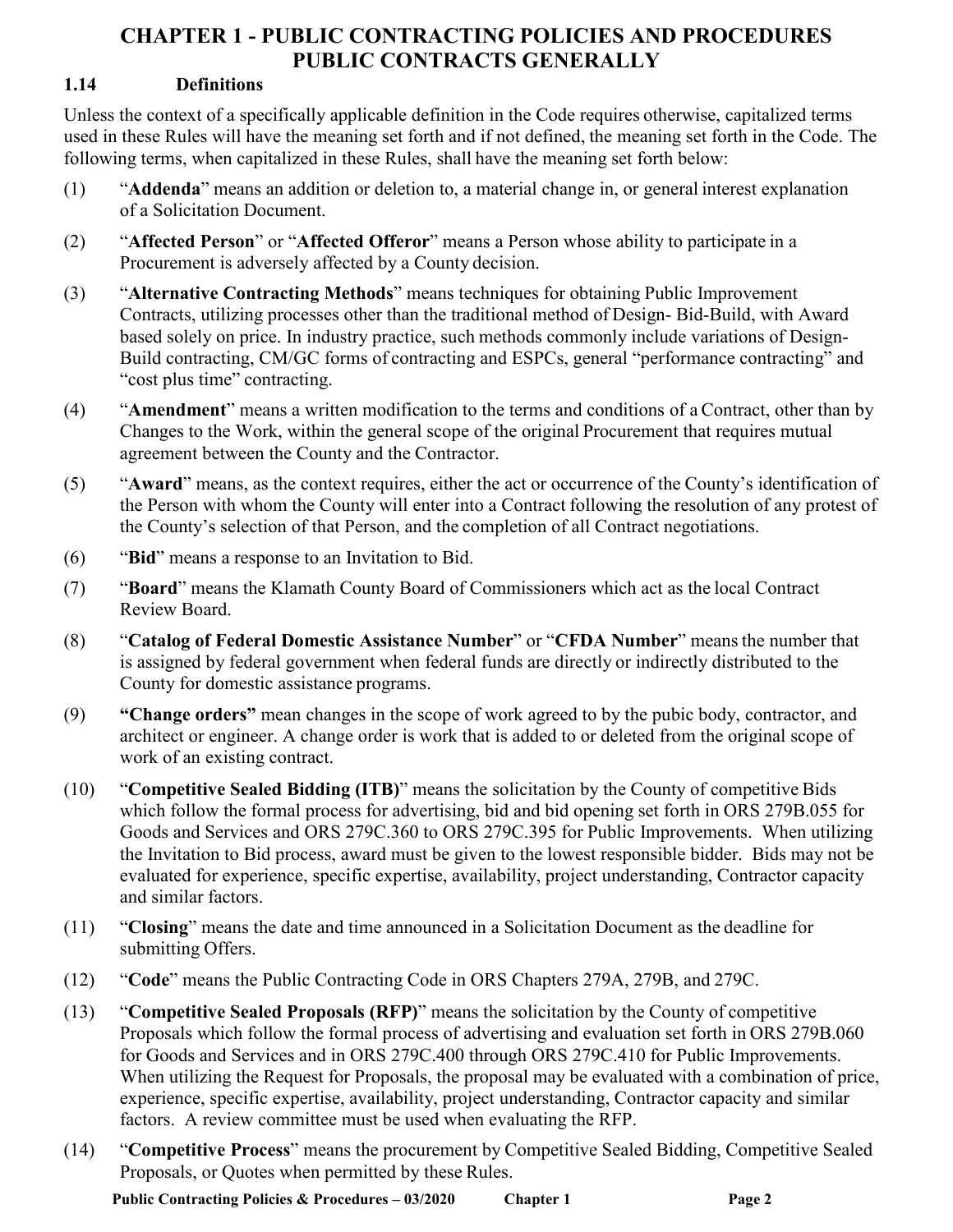# CHAPTER 1 - PUBLIC CONTRACTING POLICIES AND PROCEDURES PUBLIC CONTRACTS GENERALLY

## 1.14 Definitions

Unless the context of a specifically applicable definition in the Code requires otherwise, capitalized terms used in these Rules will have the meaning set forth and if not defined, the meaning set forth in the Code. The following terms, when capitalized in these Rules, shall have the meaning set forth below:

(1) "**Addenda**" means an addition or deletion to, a material change in, or general interest explanation of a Solicitation Document.

(2) "**Affected Person**" or "**Affected Offeror**" means a Person whose ability to participate in a Procurement is adversely affected by a County decision.

(3) "**Alternative Contracting Methods**" means techniques for obtaining Public Improvement Contracts, utilizing processes other than the traditional method of Design- Bid-Build, with Award based solely on price. In industry practice, such methods commonly include variations of Design-Build contracting, CM/GC forms of contracting and ESPCs, general "performance contracting" and "cost plus time" contracting.

(4) "**Amendment**" means a written modification to the terms and conditions of a Contract, other than by Changes to the Work, within the general scope of the original Procurement that requires mutual agreement between the County and the Contractor.

(5) "**Award**" means, as the context requires, either the act or occurrence of the County's identification of the Person with whom the County will enter into a Contract following the resolution of any protest of the County's selection of that Person, and the completion of all Contract negotiations.

(6) "**Bid**" means a response to an Invitation to Bid.

(7) "**Board**" means the Klamath County Board of Commissioners which act as the local Contract Review Board.

(8) "**Catalog of Federal Domestic Assistance Number**" or "**CFDA Number**" means the number that is assigned by federal government when federal funds are directly or indirectly distributed to the County for domestic assistance programs.

(9) **"Change orders"** mean changes in the scope of work agreed to by the pubic body, contractor, and architect or engineer. A change order is work that is added to or deleted from the original scope of work of an existing contract.

(10) "**Competitive Sealed Bidding (ITB)**" means the solicitation by the County of competitive Bids which follow the formal process for advertising, bid and bid opening set forth in ORS 279B.055 for Goods and Services and ORS 279C.360 to ORS 279C.395 for Public Improvements. When utilizing the Invitation to Bid process, award must be given to the lowest responsible bidder. Bids may not be evaluated for experience, specific expertise, availability, project understanding, Contractor capacity and similar factors.

(11) "**Closing**" means the date and time announced in a Solicitation Document as the deadline for submitting Offers.

(12) "**Code**" means the Public Contracting Code in ORS Chapters 279A, 279B, and 279C.

(13) "**Competitive Sealed Proposals (RFP)**" means the solicitation by the County of competitive Proposals which follow the formal process of advertising and evaluation set forth in ORS 279B.060 for Goods and Services and in ORS 279C.400 through ORS 279C.410 for Public Improvements. When utilizing the Request for Proposals, the proposal may be evaluated with a combination of price, experience, specific expertise, availability, project understanding, Contractor capacity and similar factors. A review committee must be used when evaluating the RFP.

(14) "**Competitive Process**" means the procurement by Competitive Sealed Bidding, Competitive Sealed Proposals, or Quotes when permitted by these Rules.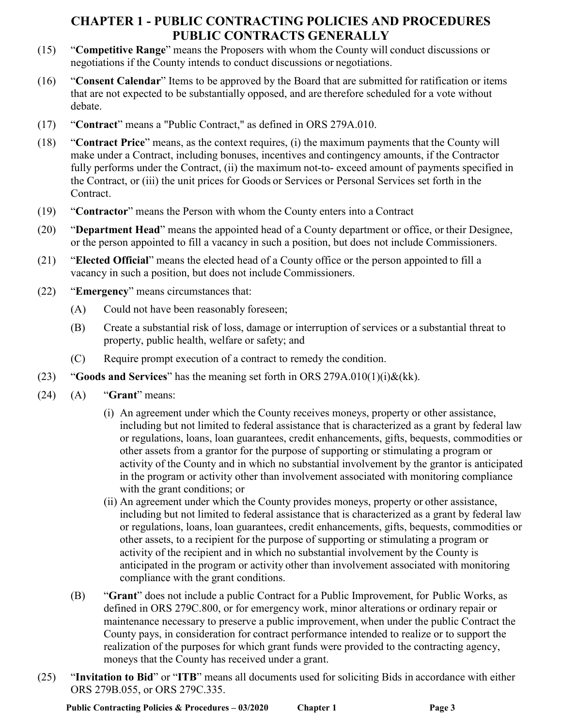# CHAPTER 1 - PUBLIC CONTRACTING POLICIES AND PROCEDURES
## PUBLIC CONTRACTS GENERALLY

(15) "**Competitive Range**" means the Proposers with whom the County will conduct discussions or negotiations if the County intends to conduct discussions or negotiations.

(16) "**Consent Calendar**" Items to be approved by the Board that are submitted for ratification or items that are not expected to be substantially opposed, and are therefore scheduled for a vote without debate.

(17) "**Contract**" means a "Public Contract," as defined in ORS 279A.010.

(18) "**Contract Price**" means, as the context requires, (i) the maximum payments that the County will make under a Contract, including bonuses, incentives and contingency amounts, if the Contractor fully performs under the Contract, (ii) the maximum not-to- exceed amount of payments specified in the Contract, or (iii) the unit prices for Goods or Services or Personal Services set forth in the Contract.

(19) "**Contractor**" means the Person with whom the County enters into a Contract

(20) "**Department Head**" means the appointed head of a County department or office, or their Designee, or the person appointed to fill a vacancy in such a position, but does not include Commissioners.

(21) "**Elected Official**" means the elected head of a County office or the person appointed to fill a vacancy in such a position, but does not include Commissioners.

(22) "**Emergency**" means circumstances that:

- (A) Could not have been reasonably foreseen;
- (B) Create a substantial risk of loss, damage or interruption of services or a substantial threat to property, public health, welfare or safety; and
- (C) Require prompt execution of a contract to remedy the condition.

(23) "**Goods and Services**" has the meaning set forth in ORS 279A.010(1)(i)&(kk).

(24) (A) "**Grant**" means:

- (i) An agreement under which the County receives moneys, property or other assistance, including but not limited to federal assistance that is characterized as a grant by federal law or regulations, loans, loan guarantees, credit enhancements, gifts, bequests, commodities or other assets from a grantor for the purpose of supporting or stimulating a program or activity of the County and in which no substantial involvement by the grantor is anticipated in the program or activity other than involvement associated with monitoring compliance with the grant conditions; or
- (ii) An agreement under which the County provides moneys, property or other assistance, including but not limited to federal assistance that is characterized as a grant by federal law or regulations, loans, loan guarantees, credit enhancements, gifts, bequests, commodities or other assets, to a recipient for the purpose of supporting or stimulating a program or activity of the recipient and in which no substantial involvement by the County is anticipated in the program or activity other than involvement associated with monitoring compliance with the grant conditions.

(B) "**Grant**" does not include a public Contract for a Public Improvement, for Public Works, as defined in ORS 279C.800, or for emergency work, minor alterations or ordinary repair or maintenance necessary to preserve a public improvement, when under the public Contract the County pays, in consideration for contract performance intended to realize or to support the realization of the purposes for which grant funds were provided to the contracting agency, moneys that the County has received under a grant.

(25) "**Invitation to Bid**" or "**ITB**" means all documents used for soliciting Bids in accordance with either ORS 279B.055, or ORS 279C.335.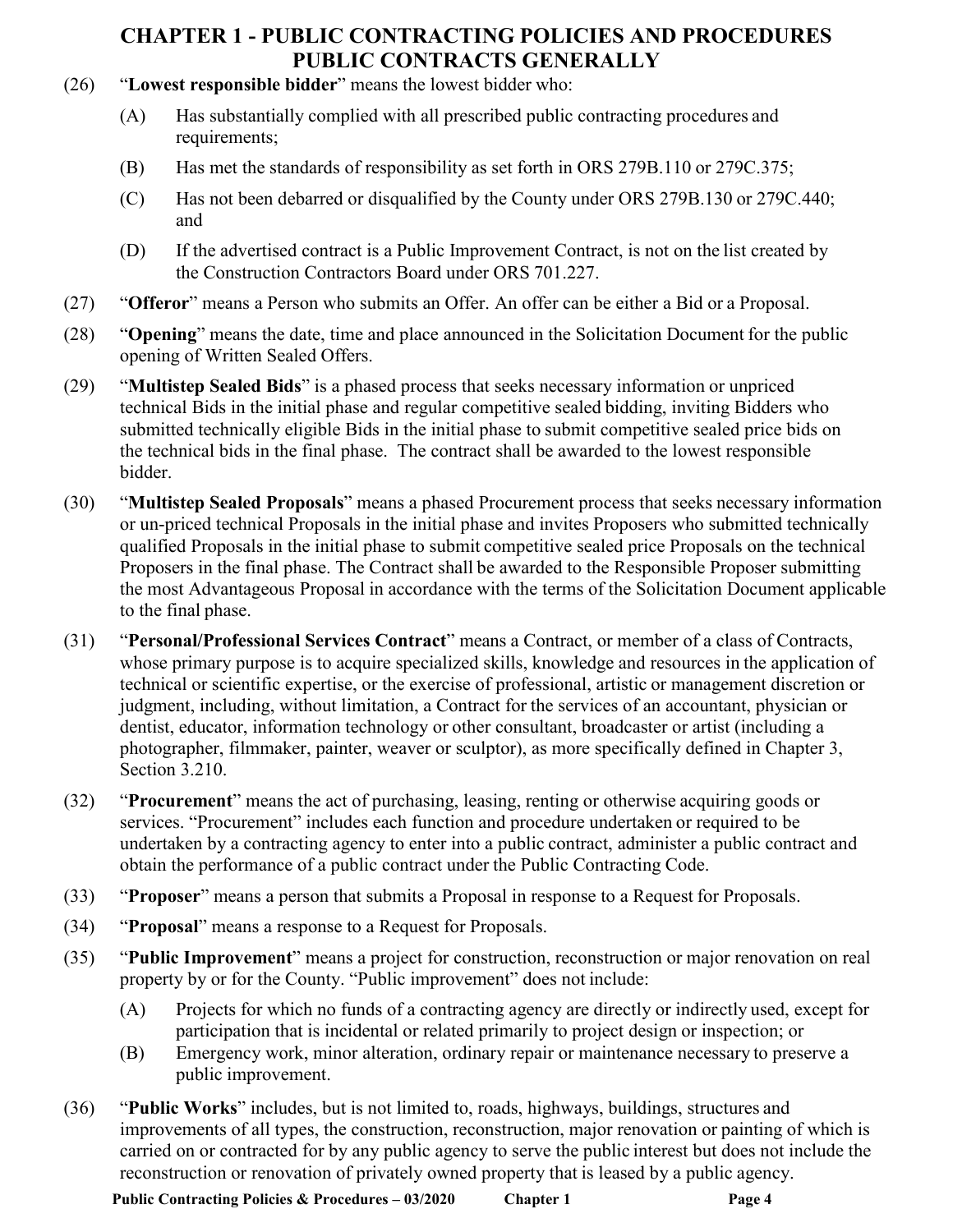# CHAPTER 1 - PUBLIC CONTRACTING POLICIES AND PROCEDURES PUBLIC CONTRACTS GENERALLY

(26) "**Lowest responsible bidder**" means the lowest bidder who:

(A) Has substantially complied with all prescribed public contracting procedures and requirements;

(B) Has met the standards of responsibility as set forth in ORS 279B.110 or 279C.375;

(C) Has not been debarred or disqualified by the County under ORS 279B.130 or 279C.440; and

(D) If the advertised contract is a Public Improvement Contract, is not on the list created by the Construction Contractors Board under ORS 701.227.

(27) "**Offeror**" means a Person who submits an Offer. An offer can be either a Bid or a Proposal.

(28) "**Opening**" means the date, time and place announced in the Solicitation Document for the public opening of Written Sealed Offers.

(29) "**Multistep Sealed Bids**" is a phased process that seeks necessary information or unpriced technical Bids in the initial phase and regular competitive sealed bidding, inviting Bidders who submitted technically eligible Bids in the initial phase to submit competitive sealed price bids on the technical bids in the final phase. The contract shall be awarded to the lowest responsible bidder.

(30) "**Multistep Sealed Proposals**" means a phased Procurement process that seeks necessary information or un-priced technical Proposals in the initial phase and invites Proposers who submitted technically qualified Proposals in the initial phase to submit competitive sealed price Proposals on the technical Proposers in the final phase. The Contract shall be awarded to the Responsible Proposer submitting the most Advantageous Proposal in accordance with the terms of the Solicitation Document applicable to the final phase.

(31) "**Personal/Professional Services Contract**" means a Contract, or member of a class of Contracts, whose primary purpose is to acquire specialized skills, knowledge and resources in the application of technical or scientific expertise, or the exercise of professional, artistic or management discretion or judgment, including, without limitation, a Contract for the services of an accountant, physician or dentist, educator, information technology or other consultant, broadcaster or artist (including a photographer, filmmaker, painter, weaver or sculptor), as more specifically defined in Chapter 3, Section 3.210.

(32) "**Procurement**" means the act of purchasing, leasing, renting or otherwise acquiring goods or services. "Procurement" includes each function and procedure undertaken or required to be undertaken by a contracting agency to enter into a public contract, administer a public contract and obtain the performance of a public contract under the Public Contracting Code.

(33) "**Proposer**" means a person that submits a Proposal in response to a Request for Proposals.

(34) "**Proposal**" means a response to a Request for Proposals.

(35) "**Public Improvement**" means a project for construction, reconstruction or major renovation on real property by or for the County. "Public improvement" does not include:

(A) Projects for which no funds of a contracting agency are directly or indirectly used, except for participation that is incidental or related primarily to project design or inspection; or

(B) Emergency work, minor alteration, ordinary repair or maintenance necessary to preserve a public improvement.

(36) "**Public Works**" includes, but is not limited to, roads, highways, buildings, structures and improvements of all types, the construction, reconstruction, major renovation or painting of which is carried on or contracted for by any public agency to serve the public interest but does not include the reconstruction or renovation of privately owned property that is leased by a public agency.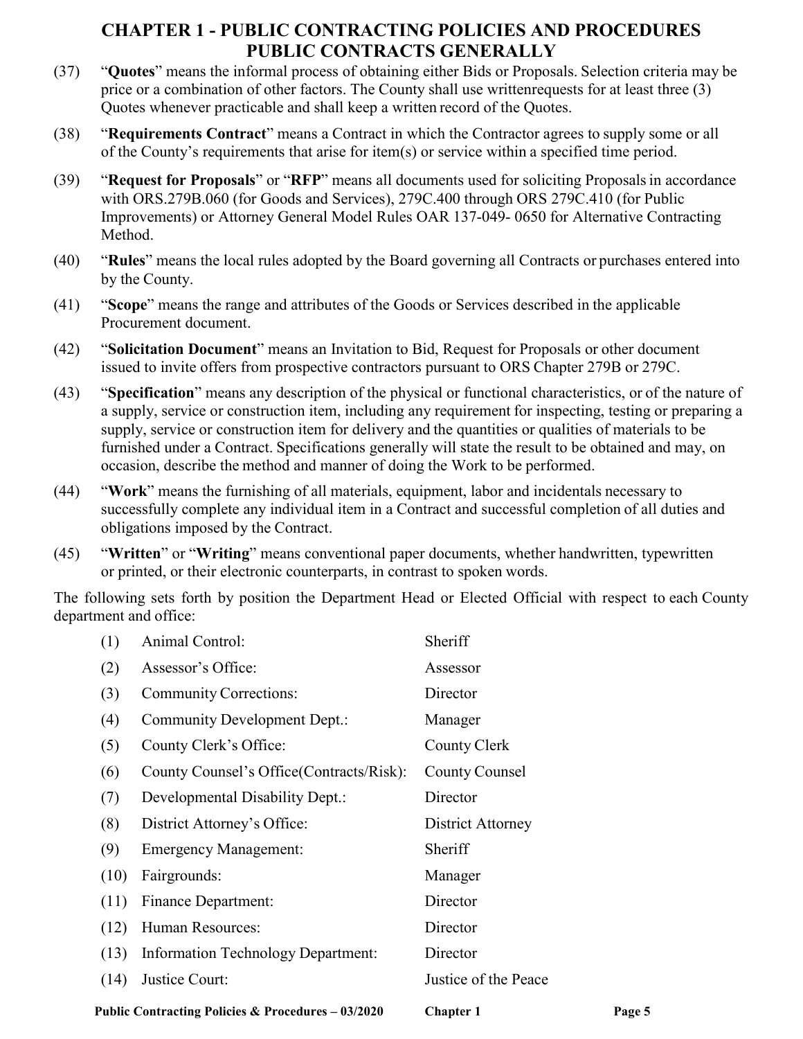# CHAPTER 1 - PUBLIC CONTRACTING POLICIES AND PROCEDURES PUBLIC CONTRACTS GENERALLY

(37) "**Quotes**" means the informal process of obtaining either Bids or Proposals. Selection criteria may be price or a combination of other factors. The County shall use writtenrequests for at least three (3) Quotes whenever practicable and shall keep a written record of the Quotes.

(38) "**Requirements Contract**" means a Contract in which the Contractor agrees to supply some or all of the County's requirements that arise for item(s) or service within a specified time period.

(39) "**Request for Proposals**" or "**RFP**" means all documents used for soliciting Proposals in accordance with ORS.279B.060 (for Goods and Services), 279C.400 through ORS 279C.410 (for Public Improvements) or Attorney General Model Rules OAR 137-049- 0650 for Alternative Contracting Method.

(40) "**Rules**" means the local rules adopted by the Board governing all Contracts or purchases entered into by the County.

(41) "**Scope**" means the range and attributes of the Goods or Services described in the applicable Procurement document.

(42) "**Solicitation Document**" means an Invitation to Bid, Request for Proposals or other document issued to invite offers from prospective contractors pursuant to ORS Chapter 279B or 279C.

(43) "**Specification**" means any description of the physical or functional characteristics, or of the nature of a supply, service or construction item, including any requirement for inspecting, testing or preparing a supply, service or construction item for delivery and the quantities or qualities of materials to be furnished under a Contract. Specifications generally will state the result to be obtained and may, on occasion, describe the method and manner of doing the Work to be performed.

(44) "**Work**" means the furnishing of all materials, equipment, labor and incidentals necessary to successfully complete any individual item in a Contract and successful completion of all duties and obligations imposed by the Contract.

(45) "**Written**" or "**Writing**" means conventional paper documents, whether handwritten, typewritten or printed, or their electronic counterparts, in contrast to spoken words.

The following sets forth by position the Department Head or Elected Official with respect to each County department and office:

| | | |
|---|---|---|
| (1) | Animal Control: | Sheriff |
| (2) | Assessor's Office: | Assessor |
| (3) | Community Corrections: | Director |
| (4) | Community Development Dept.: | Manager |
| (5) | County Clerk's Office: | County Clerk |
| (6) | County Counsel's Office(Contracts/Risk): | County Counsel |
| (7) | Developmental Disability Dept.: | Director |
| (8) | District Attorney's Office: | District Attorney |
| (9) | Emergency Management: | Sheriff |
| (10) | Fairgrounds: | Manager |
| (11) | Finance Department: | Director |
| (12) | Human Resources: | Director |
| (13) | Information Technology Department: | Director |
| (14) | Justice Court: | Justice of the Peace |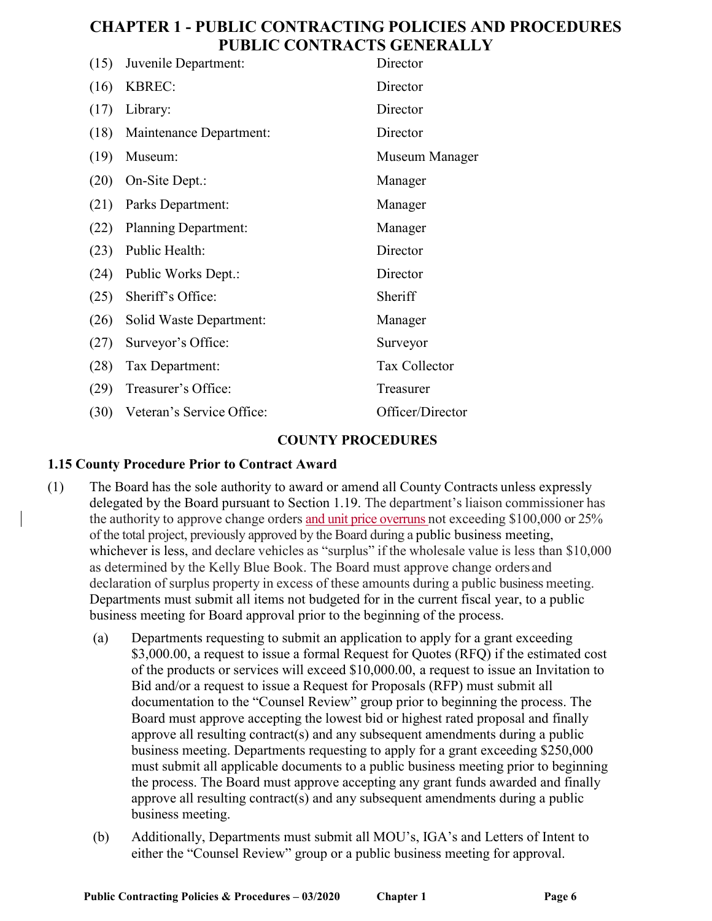# CHAPTER 1 - PUBLIC CONTRACTING POLICIES AND PROCEDURES
## PUBLIC CONTRACTS GENERALLY

| | | |
|---|---|---|
| (15) | Juvenile Department: | Director |
| (16) | KBREC: | Director |
| (17) | Library: | Director |
| (18) | Maintenance Department: | Director |
| (19) | Museum: | Museum Manager |
| (20) | On-Site Dept.: | Manager |
| (21) | Parks Department: | Manager |
| (22) | Planning Department: | Manager |
| (23) | Public Health: | Director |
| (24) | Public Works Dept.: | Director |
| (25) | Sheriff's Office: | Sheriff |
| (26) | Solid Waste Department: | Manager |
| (27) | Surveyor's Office: | Surveyor |
| (28) | Tax Department: | Tax Collector |
| (29) | Treasurer's Office: | Treasurer |
| (30) | Veteran's Service Office: | Officer/Director |

## COUNTY PROCEDURES

### 1.15 County Procedure Prior to Contract Award

(1) The Board has the sole authority to award or amend all County Contracts unless expressly delegated by the Board pursuant to Section 1.19. The department's liaison commissioner has the authority to approve change orders and unit price overruns not exceeding $100,000 or 25% of the total project, previously approved by the Board during a public business meeting, whichever is less, and declare vehicles as "surplus" if the wholesale value is less than $10,000 as determined by the Kelly Blue Book. The Board must approve change orders and declaration of surplus property in excess of these amounts during a public business meeting. Departments must submit all items not budgeted for in the current fiscal year, to a public business meeting for Board approval prior to the beginning of the process.

(a) Departments requesting to submit an application to apply for a grant exceeding $3,000.00, a request to issue a formal Request for Quotes (RFQ) if the estimated cost of the products or services will exceed $10,000.00, a request to issue an Invitation to Bid and/or a request to issue a Request for Proposals (RFP) must submit all documentation to the "Counsel Review" group prior to beginning the process. The Board must approve accepting the lowest bid or highest rated proposal and finally approve all resulting contract(s) and any subsequent amendments during a public business meeting. Departments requesting to apply for a grant exceeding $250,000 must submit all applicable documents to a public business meeting prior to beginning the process. The Board must approve accepting any grant funds awarded and finally approve all resulting contract(s) and any subsequent amendments during a public business meeting.

(b) Additionally, Departments must submit all MOU's, IGA's and Letters of Intent to either the "Counsel Review" group or a public business meeting for approval.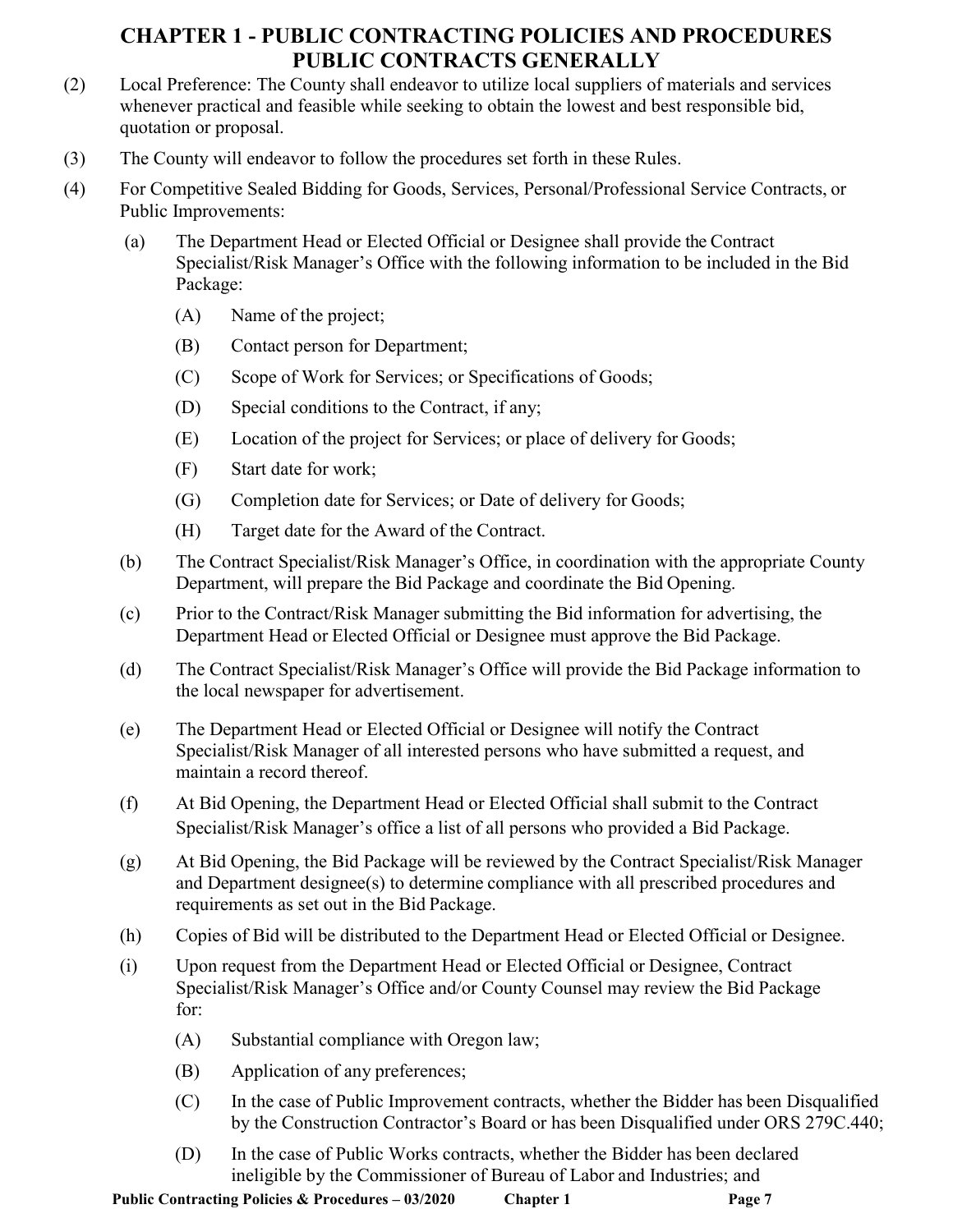# CHAPTER 1 - PUBLIC CONTRACTING POLICIES AND PROCEDURES
## PUBLIC CONTRACTS GENERALLY

(2) Local Preference: The County shall endeavor to utilize local suppliers of materials and services whenever practical and feasible while seeking to obtain the lowest and best responsible bid, quotation or proposal.

(3) The County will endeavor to follow the procedures set forth in these Rules.

(4) For Competitive Sealed Bidding for Goods, Services, Personal/Professional Service Contracts, or Public Improvements:

(a) The Department Head or Elected Official or Designee shall provide the Contract Specialist/Risk Manager's Office with the following information to be included in the Bid Package:

(A) Name of the project;

(B) Contact person for Department;

(C) Scope of Work for Services; or Specifications of Goods;

(D) Special conditions to the Contract, if any;

(E) Location of the project for Services; or place of delivery for Goods;

(F) Start date for work;

(G) Completion date for Services; or Date of delivery for Goods;

(H) Target date for the Award of the Contract.

(b) The Contract Specialist/Risk Manager's Office, in coordination with the appropriate County Department, will prepare the Bid Package and coordinate the Bid Opening.

(c) Prior to the Contract/Risk Manager submitting the Bid information for advertising, the Department Head or Elected Official or Designee must approve the Bid Package.

(d) The Contract Specialist/Risk Manager's Office will provide the Bid Package information to the local newspaper for advertisement.

(e) The Department Head or Elected Official or Designee will notify the Contract Specialist/Risk Manager of all interested persons who have submitted a request, and maintain a record thereof.

(f) At Bid Opening, the Department Head or Elected Official shall submit to the Contract Specialist/Risk Manager's office a list of all persons who provided a Bid Package.

(g) At Bid Opening, the Bid Package will be reviewed by the Contract Specialist/Risk Manager and Department designee(s) to determine compliance with all prescribed procedures and requirements as set out in the Bid Package.

(h) Copies of Bid will be distributed to the Department Head or Elected Official or Designee.

(i) Upon request from the Department Head or Elected Official or Designee, Contract Specialist/Risk Manager's Office and/or County Counsel may review the Bid Package for:

(A) Substantial compliance with Oregon law;

(B) Application of any preferences;

(C) In the case of Public Improvement contracts, whether the Bidder has been Disqualified by the Construction Contractor's Board or has been Disqualified under ORS 279C.440;

(D) In the case of Public Works contracts, whether the Bidder has been declared ineligible by the Commissioner of Bureau of Labor and Industries; and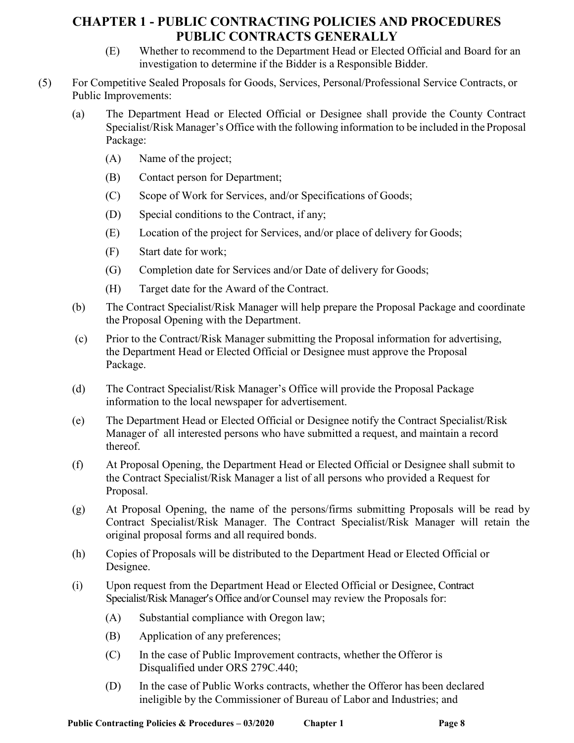# CHAPTER 1 - PUBLIC CONTRACTING POLICIES AND PROCEDURES
## PUBLIC CONTRACTS GENERALLY

(E) Whether to recommend to the Department Head or Elected Official and Board for an investigation to determine if the Bidder is a Responsible Bidder.

(5) For Competitive Sealed Proposals for Goods, Services, Personal/Professional Service Contracts, or Public Improvements:

(a) The Department Head or Elected Official or Designee shall provide the County Contract Specialist/Risk Manager's Office with the following information to be included in the Proposal Package:

(A) Name of the project;

(B) Contact person for Department;

(C) Scope of Work for Services, and/or Specifications of Goods;

(D) Special conditions to the Contract, if any;

(E) Location of the project for Services, and/or place of delivery for Goods;

(F) Start date for work;

(G) Completion date for Services and/or Date of delivery for Goods;

(H) Target date for the Award of the Contract.

(b) The Contract Specialist/Risk Manager will help prepare the Proposal Package and coordinate the Proposal Opening with the Department.

(c) Prior to the Contract/Risk Manager submitting the Proposal information for advertising, the Department Head or Elected Official or Designee must approve the Proposal Package.

(d) The Contract Specialist/Risk Manager's Office will provide the Proposal Package information to the local newspaper for advertisement.

(e) The Department Head or Elected Official or Designee notify the Contract Specialist/Risk Manager of all interested persons who have submitted a request, and maintain a record thereof.

(f) At Proposal Opening, the Department Head or Elected Official or Designee shall submit to the Contract Specialist/Risk Manager a list of all persons who provided a Request for Proposal.

(g) At Proposal Opening, the name of the persons/firms submitting Proposals will be read by Contract Specialist/Risk Manager. The Contract Specialist/Risk Manager will retain the original proposal forms and all required bonds.

(h) Copies of Proposals will be distributed to the Department Head or Elected Official or Designee.

(i) Upon request from the Department Head or Elected Official or Designee, Contract Specialist/Risk Manager's Office and/or Counsel may review the Proposals for:

(A) Substantial compliance with Oregon law;

(B) Application of any preferences;

(C) In the case of Public Improvement contracts, whether the Offeror is Disqualified under ORS 279C.440;

(D) In the case of Public Works contracts, whether the Offeror has been declared ineligible by the Commissioner of Bureau of Labor and Industries; and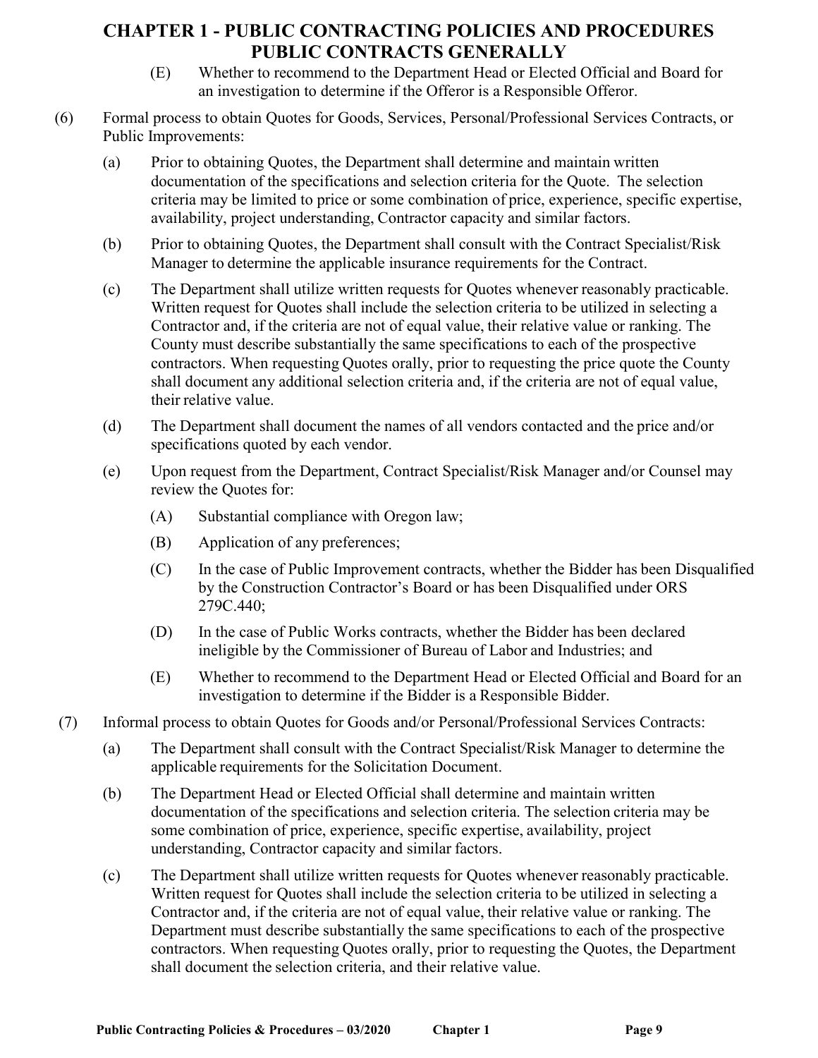(E) Whether to recommend to the Department Head or Elected Official and Board for an investigation to determine if the Offeror is a Responsible Offeror.

(6) Formal process to obtain Quotes for Goods, Services, Personal/Professional Services Contracts, or Public Improvements:

(a) Prior to obtaining Quotes, the Department shall determine and maintain written documentation of the specifications and selection criteria for the Quote. The selection criteria may be limited to price or some combination of price, experience, specific expertise, availability, project understanding, Contractor capacity and similar factors.

(b) Prior to obtaining Quotes, the Department shall consult with the Contract Specialist/Risk Manager to determine the applicable insurance requirements for the Contract.

(c) The Department shall utilize written requests for Quotes whenever reasonably practicable. Written request for Quotes shall include the selection criteria to be utilized in selecting a Contractor and, if the criteria are not of equal value, their relative value or ranking. The County must describe substantially the same specifications to each of the prospective contractors. When requesting Quotes orally, prior to requesting the price quote the County shall document any additional selection criteria and, if the criteria are not of equal value, their relative value.

(d) The Department shall document the names of all vendors contacted and the price and/or specifications quoted by each vendor.

(e) Upon request from the Department, Contract Specialist/Risk Manager and/or Counsel may review the Quotes for:

(A) Substantial compliance with Oregon law;

(B) Application of any preferences;

(C) In the case of Public Improvement contracts, whether the Bidder has been Disqualified by the Construction Contractor's Board or has been Disqualified under ORS 279C.440;

(D) In the case of Public Works contracts, whether the Bidder has been declared ineligible by the Commissioner of Bureau of Labor and Industries; and

(E) Whether to recommend to the Department Head or Elected Official and Board for an investigation to determine if the Bidder is a Responsible Bidder.

(7) Informal process to obtain Quotes for Goods and/or Personal/Professional Services Contracts:

(a) The Department shall consult with the Contract Specialist/Risk Manager to determine the applicable requirements for the Solicitation Document.

(b) The Department Head or Elected Official shall determine and maintain written documentation of the specifications and selection criteria. The selection criteria may be some combination of price, experience, specific expertise, availability, project understanding, Contractor capacity and similar factors.

(c) The Department shall utilize written requests for Quotes whenever reasonably practicable. Written request for Quotes shall include the selection criteria to be utilized in selecting a Contractor and, if the criteria are not of equal value, their relative value or ranking. The Department must describe substantially the same specifications to each of the prospective contractors. When requesting Quotes orally, prior to requesting the Quotes, the Department shall document the selection criteria, and their relative value.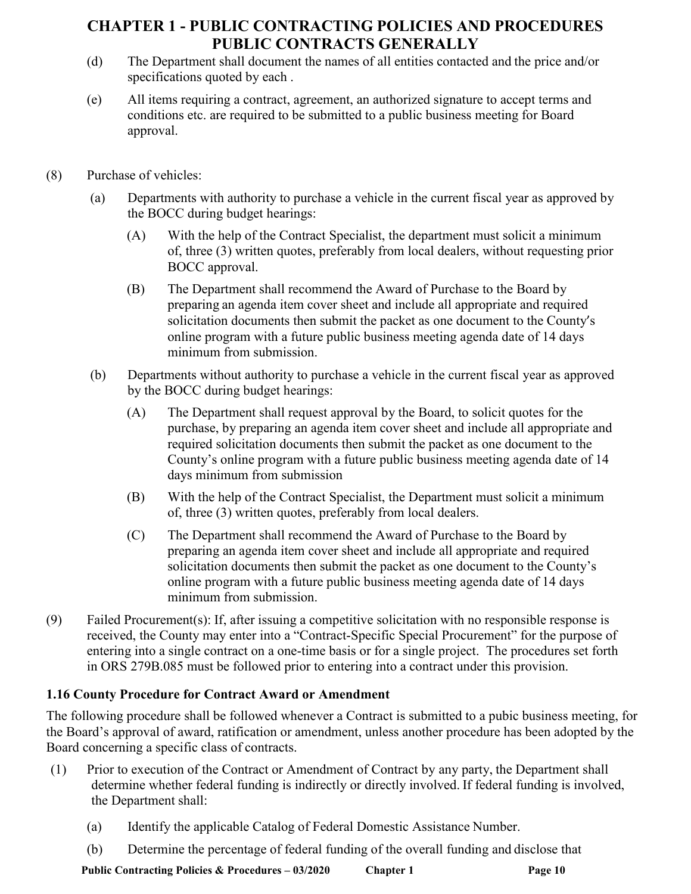(d) The Department shall document the names of all entities contacted and the price and/or specifications quoted by each .

(e) All items requiring a contract, agreement, an authorized signature to accept terms and conditions etc. are required to be submitted to a public business meeting for Board approval.

(8) Purchase of vehicles:

(a) Departments with authority to purchase a vehicle in the current fiscal year as approved by the BOCC during budget hearings:

(A) With the help of the Contract Specialist, the department must solicit a minimum of, three (3) written quotes, preferably from local dealers, without requesting prior BOCC approval.

(B) The Department shall recommend the Award of Purchase to the Board by preparing an agenda item cover sheet and include all appropriate and required solicitation documents then submit the packet as one document to the County′s online program with a future public business meeting agenda date of 14 days minimum from submission.

(b) Departments without authority to purchase a vehicle in the current fiscal year as approved by the BOCC during budget hearings:

(A) The Department shall request approval by the Board, to solicit quotes for the purchase, by preparing an agenda item cover sheet and include all appropriate and required solicitation documents then submit the packet as one document to the County's online program with a future public business meeting agenda date of 14 days minimum from submission

(B) With the help of the Contract Specialist, the Department must solicit a minimum of, three (3) written quotes, preferably from local dealers.

(C) The Department shall recommend the Award of Purchase to the Board by preparing an agenda item cover sheet and include all appropriate and required solicitation documents then submit the packet as one document to the County's online program with a future public business meeting agenda date of 14 days minimum from submission.

(9) Failed Procurement(s): If, after issuing a competitive solicitation with no responsible response is received, the County may enter into a "Contract-Specific Special Procurement" for the purpose of entering into a single contract on a one-time basis or for a single project. The procedures set forth in ORS 279B.085 must be followed prior to entering into a contract under this provision.

### 1.16 County Procedure for Contract Award or Amendment

The following procedure shall be followed whenever a Contract is submitted to a pubic business meeting, for the Board's approval of award, ratification or amendment, unless another procedure has been adopted by the Board concerning a specific class of contracts.

(1) Prior to execution of the Contract or Amendment of Contract by any party, the Department shall determine whether federal funding is indirectly or directly involved. If federal funding is involved, the Department shall:

(a) Identify the applicable Catalog of Federal Domestic Assistance Number.

(b) Determine the percentage of federal funding of the overall funding and disclose that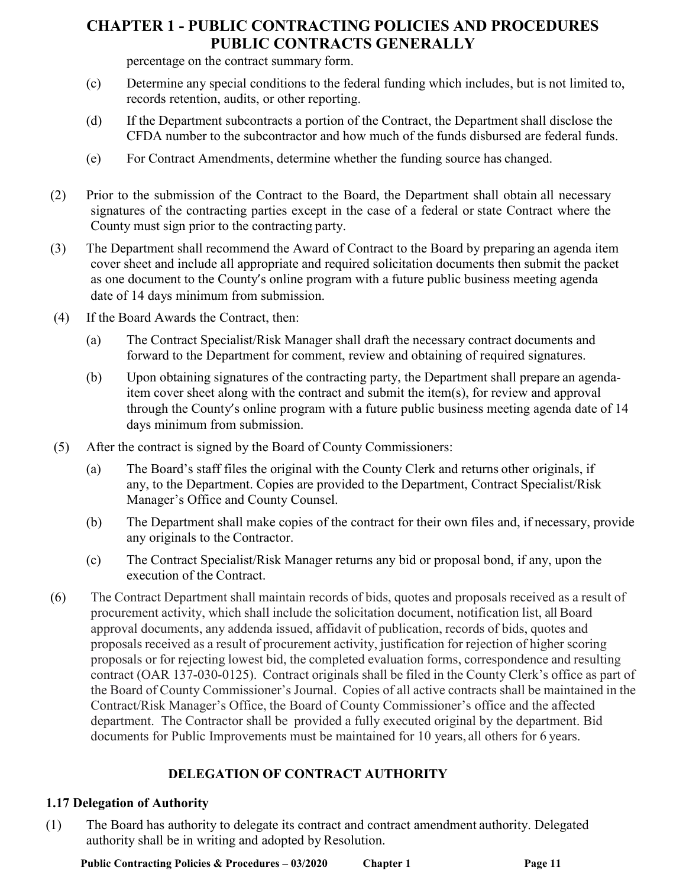percentage on the contract summary form.

(c) Determine any special conditions to the federal funding which includes, but is not limited to, records retention, audits, or other reporting.

(d) If the Department subcontracts a portion of the Contract, the Department shall disclose the CFDA number to the subcontractor and how much of the funds disbursed are federal funds.

(e) For Contract Amendments, determine whether the funding source has changed.

(2) Prior to the submission of the Contract to the Board, the Department shall obtain all necessary signatures of the contracting parties except in the case of a federal or state Contract where the County must sign prior to the contracting party.

(3) The Department shall recommend the Award of Contract to the Board by preparing an agenda item cover sheet and include all appropriate and required solicitation documents then submit the packet as one document to the County's online program with a future public business meeting agenda date of 14 days minimum from submission.

(4) If the Board Awards the Contract, then:

(a) The Contract Specialist/Risk Manager shall draft the necessary contract documents and forward to the Department for comment, review and obtaining of required signatures.

(b) Upon obtaining signatures of the contracting party, the Department shall prepare an agenda-item cover sheet along with the contract and submit the item(s), for review and approval through the County's online program with a future public business meeting agenda date of 14 days minimum from submission.

(5) After the contract is signed by the Board of County Commissioners:

(a) The Board's staff files the original with the County Clerk and returns other originals, if any, to the Department. Copies are provided to the Department, Contract Specialist/Risk Manager's Office and County Counsel.

(b) The Department shall make copies of the contract for their own files and, if necessary, provide any originals to the Contractor.

(c) The Contract Specialist/Risk Manager returns any bid or proposal bond, if any, upon the execution of the Contract.

(6) The Contract Department shall maintain records of bids, quotes and proposals received as a result of procurement activity, which shall include the solicitation document, notification list, all Board approval documents, any addenda issued, affidavit of publication, records of bids, quotes and proposals received as a result of procurement activity, justification for rejection of higher scoring proposals or for rejecting lowest bid, the completed evaluation forms, correspondence and resulting contract (OAR 137-030-0125). Contract originals shall be filed in the County Clerk's office as part of the Board of County Commissioner's Journal. Copies of all active contracts shall be maintained in the Contract/Risk Manager's Office, the Board of County Commissioner's office and the affected department. The Contractor shall be provided a fully executed original by the department. Bid documents for Public Improvements must be maintained for 10 years, all others for 6 years.

## DELEGATION OF CONTRACT AUTHORITY

### 1.17 Delegation of Authority

(1) The Board has authority to delegate its contract and contract amendment authority. Delegated authority shall be in writing and adopted by Resolution.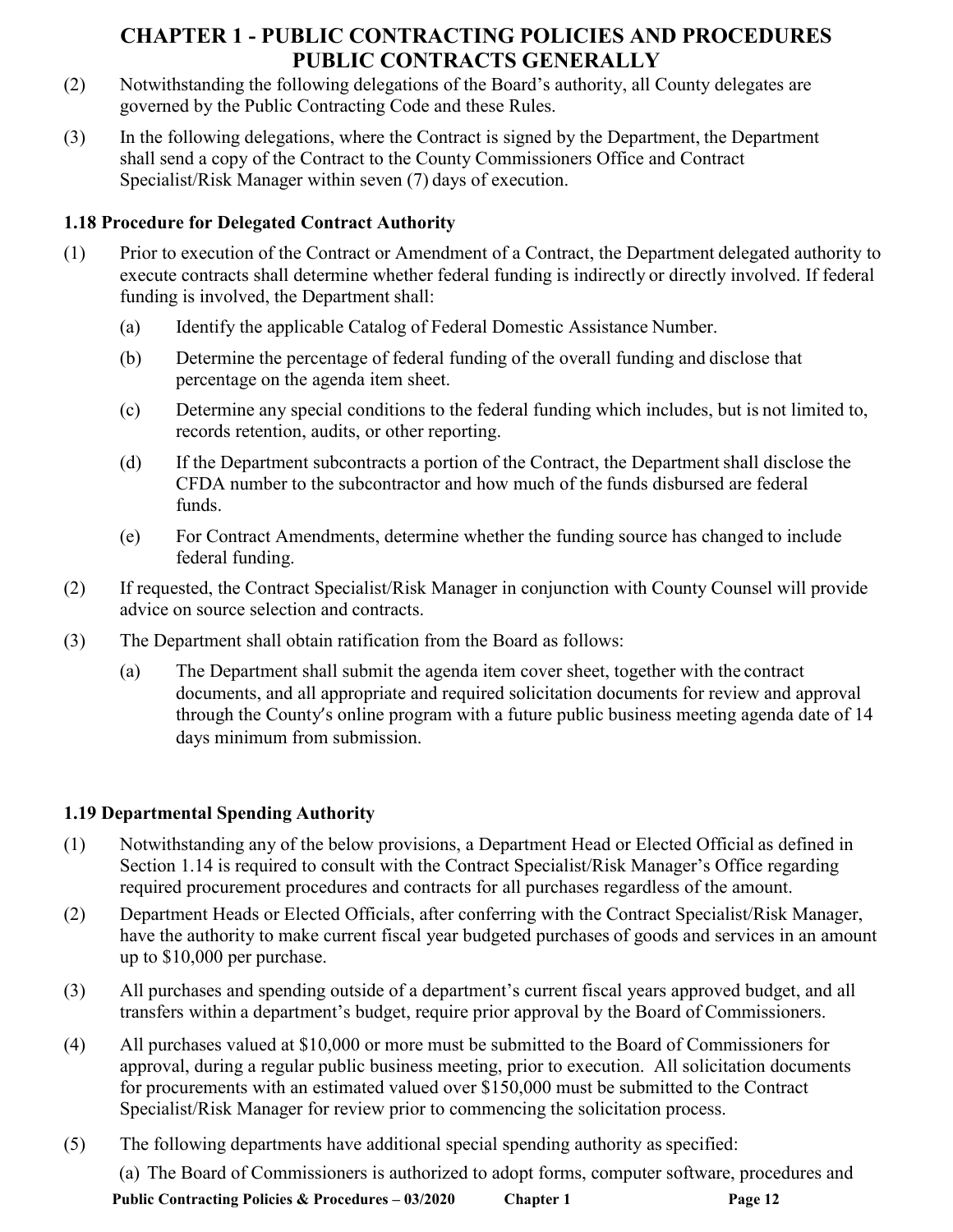(2) Notwithstanding the following delegations of the Board's authority, all County delegates are governed by the Public Contracting Code and these Rules.

(3) In the following delegations, where the Contract is signed by the Department, the Department shall send a copy of the Contract to the County Commissioners Office and Contract Specialist/Risk Manager within seven (7) days of execution.

### 1.18 Procedure for Delegated Contract Authority

(1) Prior to execution of the Contract or Amendment of a Contract, the Department delegated authority to execute contracts shall determine whether federal funding is indirectly or directly involved. If federal funding is involved, the Department shall:

   (a) Identify the applicable Catalog of Federal Domestic Assistance Number.

   (b) Determine the percentage of federal funding of the overall funding and disclose that percentage on the agenda item sheet.

   (c) Determine any special conditions to the federal funding which includes, but is not limited to, records retention, audits, or other reporting.

   (d) If the Department subcontracts a portion of the Contract, the Department shall disclose the CFDA number to the subcontractor and how much of the funds disbursed are federal funds.

   (e) For Contract Amendments, determine whether the funding source has changed to include federal funding.

(2) If requested, the Contract Specialist/Risk Manager in conjunction with County Counsel will provide advice on source selection and contracts.

(3) The Department shall obtain ratification from the Board as follows:

   (a) The Department shall submit the agenda item cover sheet, together with the contract documents, and all appropriate and required solicitation documents for review and approval through the County′s online program with a future public business meeting agenda date of 14 days minimum from submission.

### 1.19 Departmental Spending Authority

(1) Notwithstanding any of the below provisions, a Department Head or Elected Official as defined in Section 1.14 is required to consult with the Contract Specialist/Risk Manager's Office regarding required procurement procedures and contracts for all purchases regardless of the amount.

(2) Department Heads or Elected Officials, after conferring with the Contract Specialist/Risk Manager, have the authority to make current fiscal year budgeted purchases of goods and services in an amount up to $10,000 per purchase.

(3) All purchases and spending outside of a department's current fiscal years approved budget, and all transfers within a department's budget, require prior approval by the Board of Commissioners.

(4) All purchases valued at $10,000 or more must be submitted to the Board of Commissioners for approval, during a regular public business meeting, prior to execution. All solicitation documents for procurements with an estimated valued over $150,000 must be submitted to the Contract Specialist/Risk Manager for review prior to commencing the solicitation process.

(5) The following departments have additional special spending authority as specified:

   (a) The Board of Commissioners is authorized to adopt forms, computer software, procedures and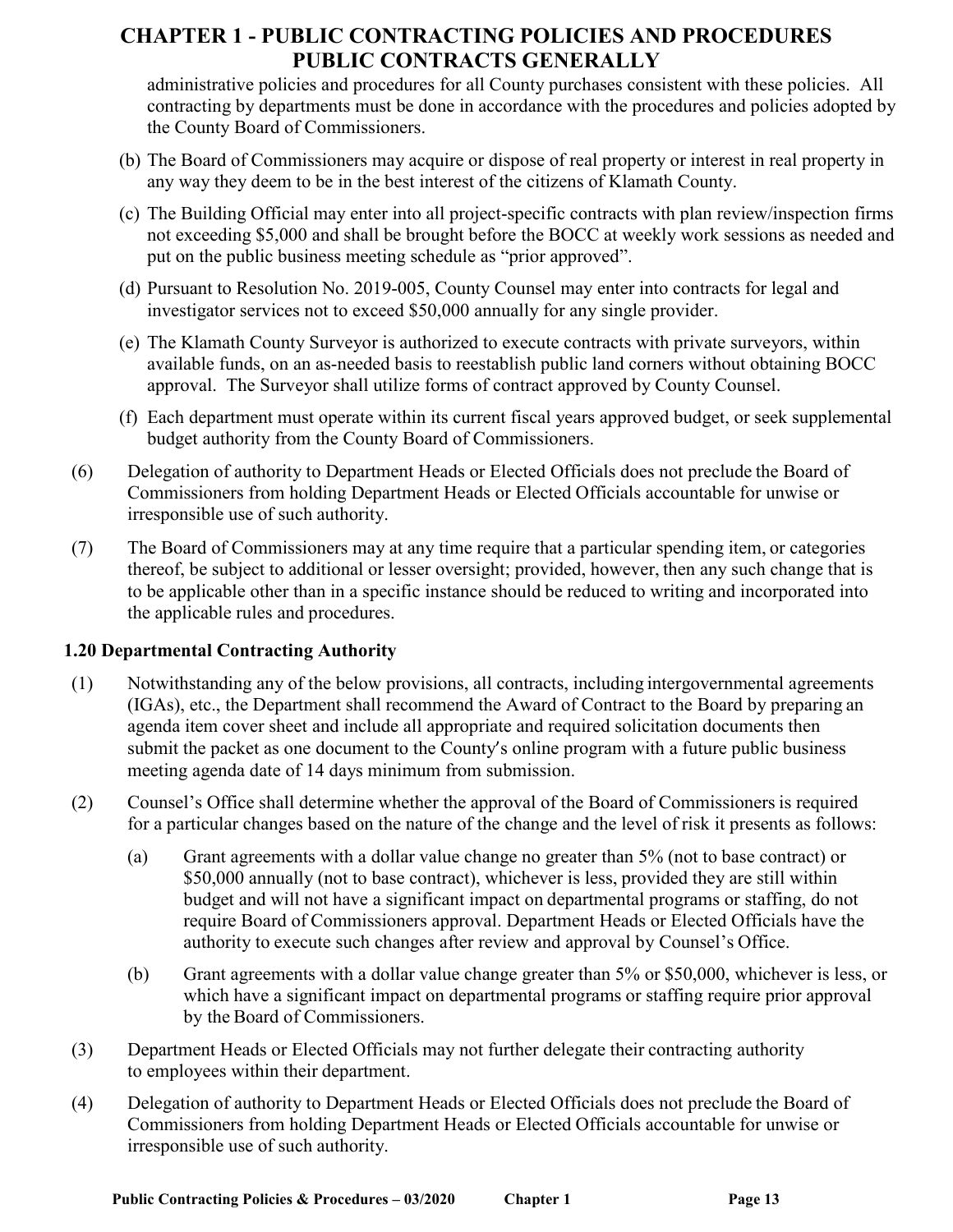administrative policies and procedures for all County purchases consistent with these policies. All contracting by departments must be done in accordance with the procedures and policies adopted by the County Board of Commissioners.

(b) The Board of Commissioners may acquire or dispose of real property or interest in real property in any way they deem to be in the best interest of the citizens of Klamath County.

(c) The Building Official may enter into all project-specific contracts with plan review/inspection firms not exceeding $5,000 and shall be brought before the BOCC at weekly work sessions as needed and put on the public business meeting schedule as "prior approved".

(d) Pursuant to Resolution No. 2019-005, County Counsel may enter into contracts for legal and investigator services not to exceed $50,000 annually for any single provider.

(e) The Klamath County Surveyor is authorized to execute contracts with private surveyors, within available funds, on an as-needed basis to reestablish public land corners without obtaining BOCC approval. The Surveyor shall utilize forms of contract approved by County Counsel.

(f) Each department must operate within its current fiscal years approved budget, or seek supplemental budget authority from the County Board of Commissioners.

(6) Delegation of authority to Department Heads or Elected Officials does not preclude the Board of Commissioners from holding Department Heads or Elected Officials accountable for unwise or irresponsible use of such authority.

(7) The Board of Commissioners may at any time require that a particular spending item, or categories thereof, be subject to additional or lesser oversight; provided, however, then any such change that is to be applicable other than in a specific instance should be reduced to writing and incorporated into the applicable rules and procedures.

### 1.20 Departmental Contracting Authority

(1) Notwithstanding any of the below provisions, all contracts, including intergovernmental agreements (IGAs), etc., the Department shall recommend the Award of Contract to the Board by preparing an agenda item cover sheet and include all appropriate and required solicitation documents then submit the packet as one document to the County's online program with a future public business meeting agenda date of 14 days minimum from submission.

(2) Counsel's Office shall determine whether the approval of the Board of Commissioners is required for a particular changes based on the nature of the change and the level of risk it presents as follows:

(a) Grant agreements with a dollar value change no greater than 5% (not to base contract) or $50,000 annually (not to base contract), whichever is less, provided they are still within budget and will not have a significant impact on departmental programs or staffing, do not require Board of Commissioners approval. Department Heads or Elected Officials have the authority to execute such changes after review and approval by Counsel's Office.

(b) Grant agreements with a dollar value change greater than 5% or $50,000, whichever is less, or which have a significant impact on departmental programs or staffing require prior approval by the Board of Commissioners.

(3) Department Heads or Elected Officials may not further delegate their contracting authority to employees within their department.

(4) Delegation of authority to Department Heads or Elected Officials does not preclude the Board of Commissioners from holding Department Heads or Elected Officials accountable for unwise or irresponsible use of such authority.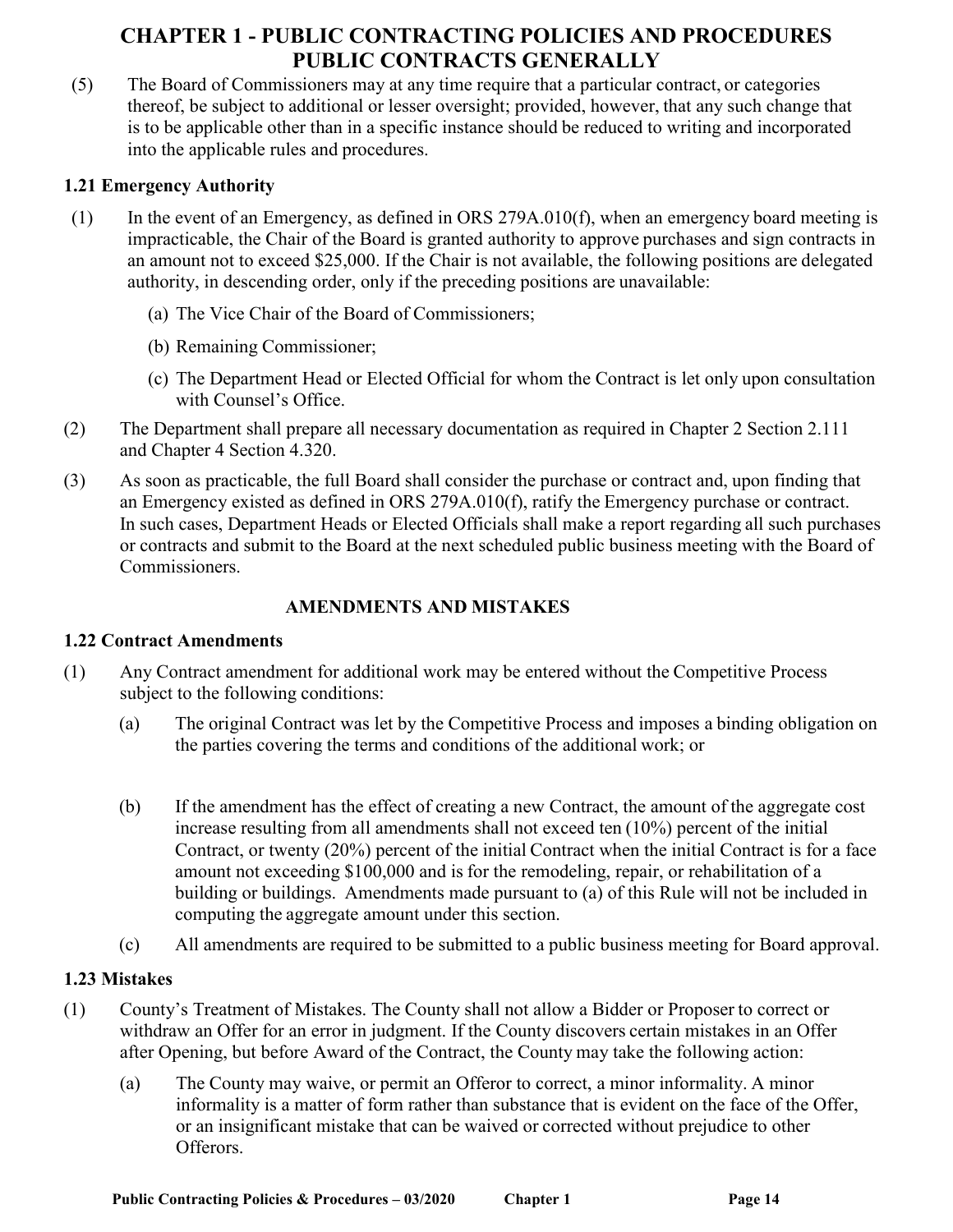# CHAPTER 1 - PUBLIC CONTRACTING POLICIES AND PROCEDURES PUBLIC CONTRACTS GENERALLY

(5) The Board of Commissioners may at any time require that a particular contract, or categories thereof, be subject to additional or lesser oversight; provided, however, that any such change that is to be applicable other than in a specific instance should be reduced to writing and incorporated into the applicable rules and procedures.

### 1.21 Emergency Authority

(1) In the event of an Emergency, as defined in ORS 279A.010(f), when an emergency board meeting is impracticable, the Chair of the Board is granted authority to approve purchases and sign contracts in an amount not to exceed $25,000. If the Chair is not available, the following positions are delegated authority, in descending order, only if the preceding positions are unavailable:

   (a) The Vice Chair of the Board of Commissioners;

   (b) Remaining Commissioner;

   (c) The Department Head or Elected Official for whom the Contract is let only upon consultation with Counsel's Office.

(2) The Department shall prepare all necessary documentation as required in Chapter 2 Section 2.111 and Chapter 4 Section 4.320.

(3) As soon as practicable, the full Board shall consider the purchase or contract and, upon finding that an Emergency existed as defined in ORS 279A.010(f), ratify the Emergency purchase or contract. In such cases, Department Heads or Elected Officials shall make a report regarding all such purchases or contracts and submit to the Board at the next scheduled public business meeting with the Board of Commissioners.

## AMENDMENTS AND MISTAKES

### 1.22 Contract Amendments

(1) Any Contract amendment for additional work may be entered without the Competitive Process subject to the following conditions:

   (a) The original Contract was let by the Competitive Process and imposes a binding obligation on the parties covering the terms and conditions of the additional work; or

   (b) If the amendment has the effect of creating a new Contract, the amount of the aggregate cost increase resulting from all amendments shall not exceed ten (10%) percent of the initial Contract, or twenty (20%) percent of the initial Contract when the initial Contract is for a face amount not exceeding $100,000 and is for the remodeling, repair, or rehabilitation of a building or buildings. Amendments made pursuant to (a) of this Rule will not be included in computing the aggregate amount under this section.

   (c) All amendments are required to be submitted to a public business meeting for Board approval.

### 1.23 Mistakes

(1) County's Treatment of Mistakes. The County shall not allow a Bidder or Proposer to correct or withdraw an Offer for an error in judgment. If the County discovers certain mistakes in an Offer after Opening, but before Award of the Contract, the County may take the following action:

   (a) The County may waive, or permit an Offeror to correct, a minor informality. A minor informality is a matter of form rather than substance that is evident on the face of the Offer, or an insignificant mistake that can be waived or corrected without prejudice to other Offerors.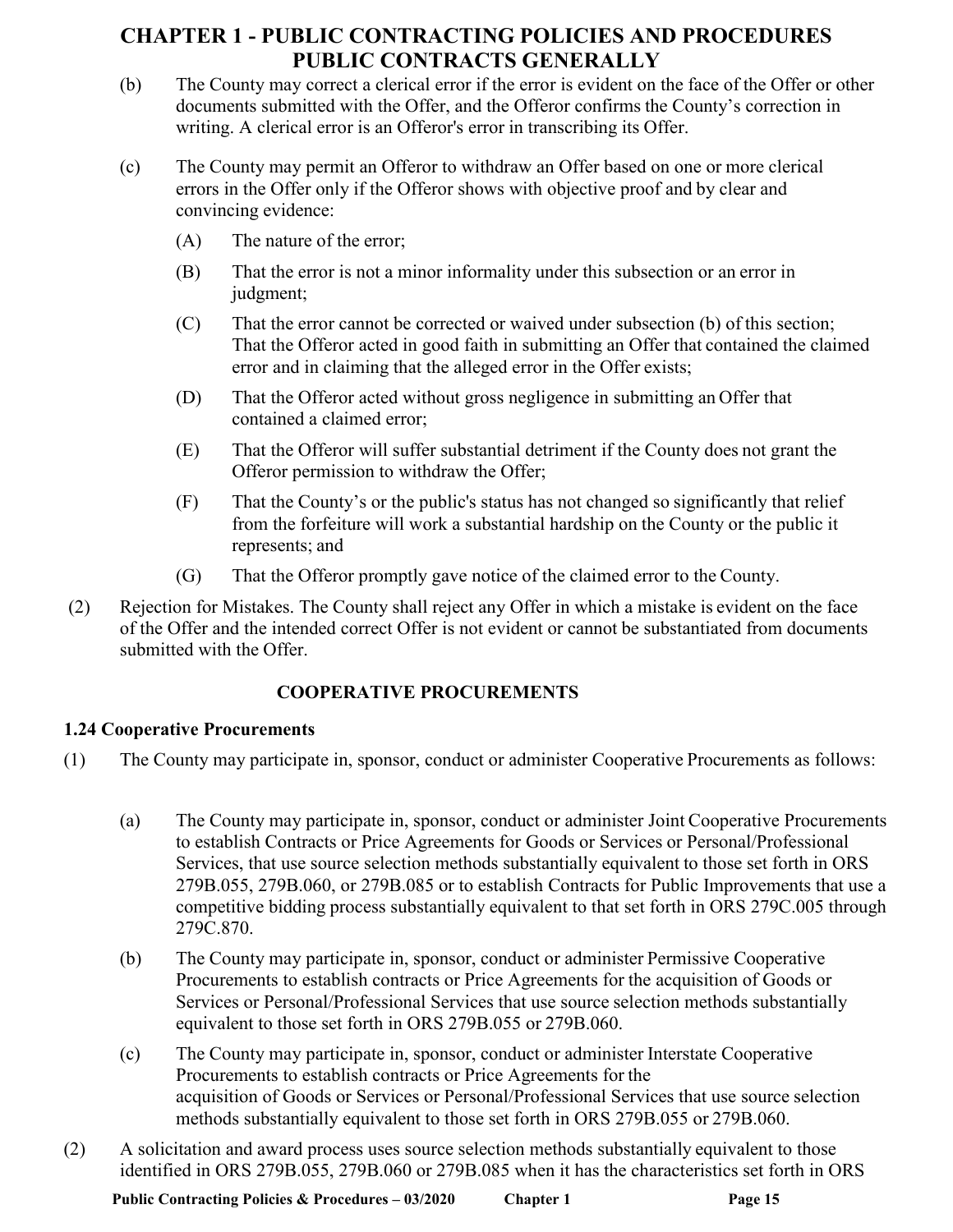(b) The County may correct a clerical error if the error is evident on the face of the Offer or other documents submitted with the Offer, and the Offeror confirms the County's correction in writing. A clerical error is an Offeror's error in transcribing its Offer.

(c) The County may permit an Offeror to withdraw an Offer based on one or more clerical errors in the Offer only if the Offeror shows with objective proof and by clear and convincing evidence:

(A) The nature of the error;

(B) That the error is not a minor informality under this subsection or an error in judgment;

(C) That the error cannot be corrected or waived under subsection (b) of this section; That the Offeror acted in good faith in submitting an Offer that contained the claimed error and in claiming that the alleged error in the Offer exists;

(D) That the Offeror acted without gross negligence in submitting an Offer that contained a claimed error;

(E) That the Offeror will suffer substantial detriment if the County does not grant the Offeror permission to withdraw the Offer;

(F) That the County's or the public's status has not changed so significantly that relief from the forfeiture will work a substantial hardship on the County or the public it represents; and

(G) That the Offeror promptly gave notice of the claimed error to the County.

(2) Rejection for Mistakes. The County shall reject any Offer in which a mistake is evident on the face of the Offer and the intended correct Offer is not evident or cannot be substantiated from documents submitted with the Offer.

## COOPERATIVE PROCUREMENTS

### 1.24 Cooperative Procurements

(1) The County may participate in, sponsor, conduct or administer Cooperative Procurements as follows:

(a) The County may participate in, sponsor, conduct or administer Joint Cooperative Procurements to establish Contracts or Price Agreements for Goods or Services or Personal/Professional Services, that use source selection methods substantially equivalent to those set forth in ORS 279B.055, 279B.060, or 279B.085 or to establish Contracts for Public Improvements that use a competitive bidding process substantially equivalent to that set forth in ORS 279C.005 through 279C.870.

(b) The County may participate in, sponsor, conduct or administer Permissive Cooperative Procurements to establish contracts or Price Agreements for the acquisition of Goods or Services or Personal/Professional Services that use source selection methods substantially equivalent to those set forth in ORS 279B.055 or 279B.060.

(c) The County may participate in, sponsor, conduct or administer Interstate Cooperative Procurements to establish contracts or Price Agreements for the acquisition of Goods or Services or Personal/Professional Services that use source selection methods substantially equivalent to those set forth in ORS 279B.055 or 279B.060.

(2) A solicitation and award process uses source selection methods substantially equivalent to those identified in ORS 279B.055, 279B.060 or 279B.085 when it has the characteristics set forth in ORS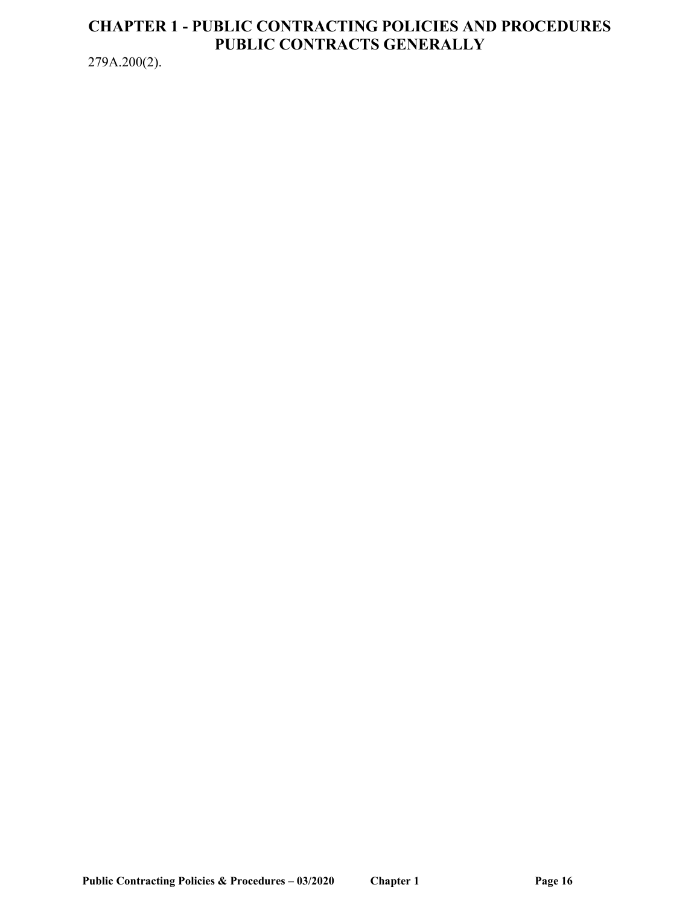279A.200(2).